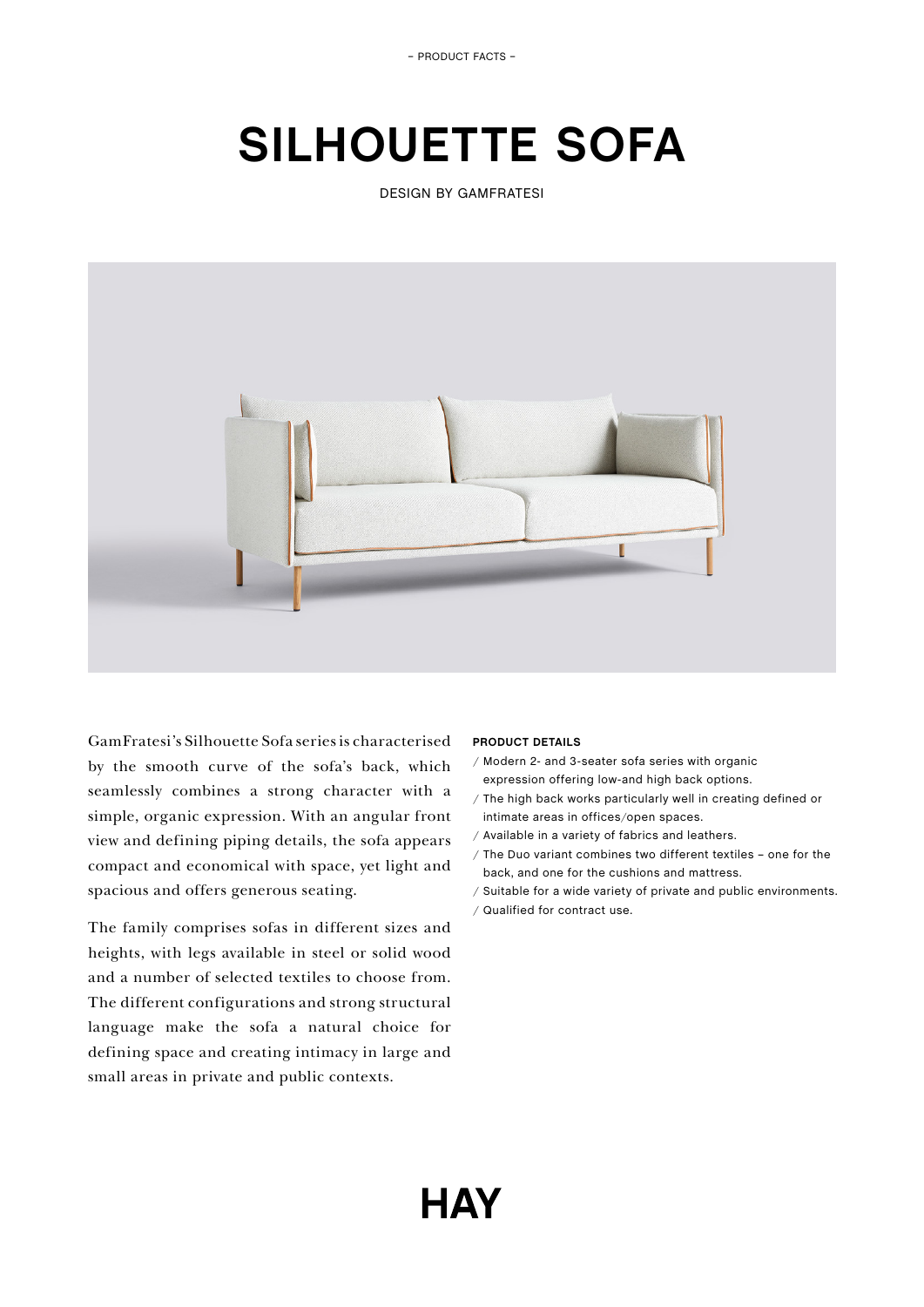– PRODUCT FACTS –

# SILHOUETTE SOFA

DESIGN BY GAMFRATESI

GamFratesi's Silhouette Sofa series is characterised by the smooth curve of the sofa's back, which seamlessly combines a strong character with a simple, organic expression. With an angular front view and defining piping details, the sofa appears compact and economical with space, yet light and spacious and offers generous seating.

The family comprises sofas in different sizes and heights, with legs available in steel or solid wood and a number of selected textiles to choose from. The different configurations and strong structural language make the sofa a natural choice for defining space and creating intimacy in large and small areas in private and public contexts.

**PRODUCT DETAILS**

/ Modern 2- and 3-seater sofa series with organic expression offering low-and high back options.
/ The high back works particularly well in creating defined or intimate areas in offices/open spaces.
/ Available in a variety of fabrics and leathers.
/ The Duo variant combines two different textiles – one for the back, and one for the cushions and mattress.
/ Suitable for a wide variety of private and public environments.
/ Qualified for contract use.

HAY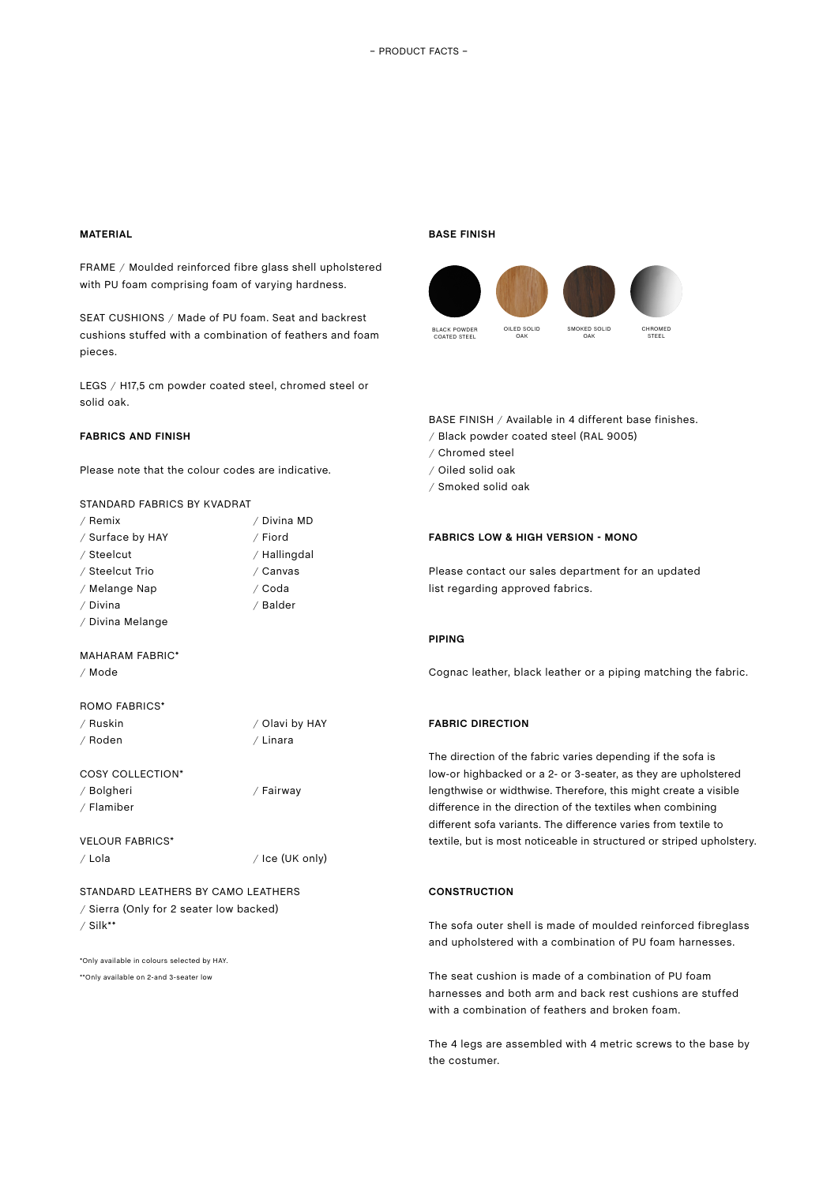– PRODUCT FACTS –

## MATERIAL

FRAME / Moulded reinforced fibre glass shell upholstered with PU foam comprising foam of varying hardness.

SEAT CUSHIONS / Made of PU foam. Seat and backrest cushions stuffed with a combination of feathers and foam pieces.

LEGS / H17,5 cm powder coated steel, chromed steel or solid oak.

## FABRICS AND FINISH

Please note that the colour codes are indicative.

STANDARD FABRICS BY KVADRAT

/ Remix
/ Surface by HAY
/ Steelcut
/ Steelcut Trio
/ Melange Nap
/ Divina
/ Divina Melange
/ Divina MD
/ Fiord
/ Hallingdal
/ Canvas
/ Coda
/ Balder

MAHARAM FABRIC*

/ Mode

ROMO FABRICS*

/ Ruskin
/ Roden
/ Olavi by HAY
/ Linara

COSY COLLECTION*

/ Bolgheri
/ Flamiber
/ Fairway

VELOUR FABRICS*

/ Lola
/ Ice (UK only)

STANDARD LEATHERS BY CAMO LEATHERS

/ Sierra (Only for 2 seater low backed)
/ Silk**

*Only available in colours selected by HAY.

**Only available on 2-and 3-seater low

## BASE FINISH

BLACK POWDER COATED STEEL | OILED SOLID OAK | SMOKED SOLID OAK | CHROMED STEEL

BASE FINISH / Available in 4 different base finishes.
/ Black powder coated steel (RAL 9005)
/ Chromed steel
/ Oiled solid oak
/ Smoked solid oak

## FABRICS LOW & HIGH VERSION - MONO

Please contact our sales department for an updated list regarding approved fabrics.

## PIPING

Cognac leather, black leather or a piping matching the fabric.

## FABRIC DIRECTION

The direction of the fabric varies depending if the sofa is low-or highbacked or a 2- or 3-seater, as they are upholstered lengthwise or widthwise. Therefore, this might create a visible difference in the direction of the textiles when combining different sofa variants. The difference varies from textile to textile, but is most noticeable in structured or striped upholstery.

## CONSTRUCTION

The sofa outer shell is made of moulded reinforced fibreglass and upholstered with a combination of PU foam harnesses.

The seat cushion is made of a combination of PU foam harnesses and both arm and back rest cushions are stuffed with a combination of feathers and broken foam.

The 4 legs are assembled with 4 metric screws to the base by the costumer.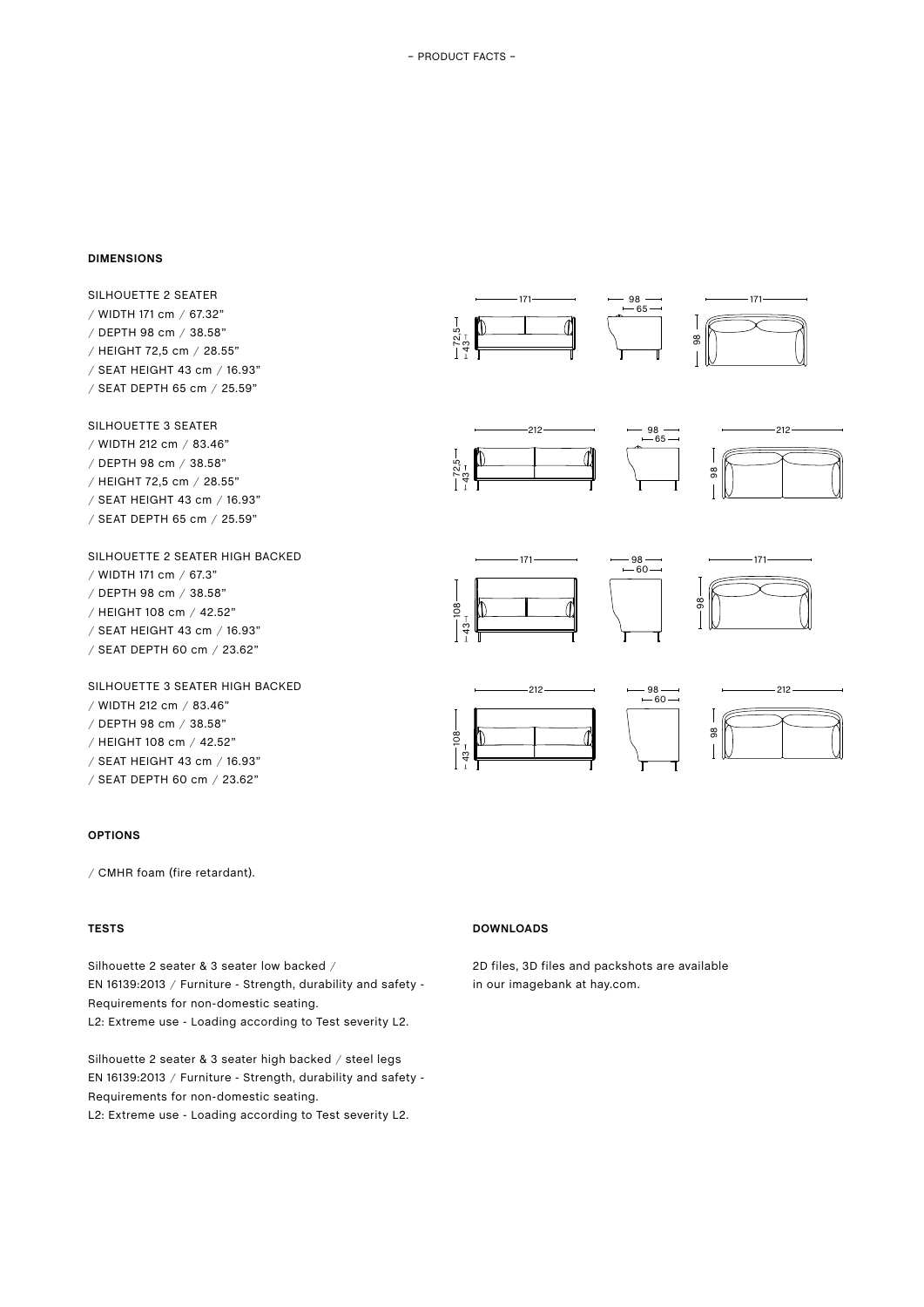## DIMENSIONS

SILHOUETTE 2 SEATER
/ WIDTH 171 cm / 67.32"
/ DEPTH 98 cm / 38.58"
/ HEIGHT 72,5 cm / 28.55"
/ SEAT HEIGHT 43 cm / 16.93"
/ SEAT DEPTH 65 cm / 25.59"

SILHOUETTE 3 SEATER
/ WIDTH 212 cm / 83.46"
/ DEPTH 98 cm / 38.58"
/ HEIGHT 72,5 cm / 28.55"
/ SEAT HEIGHT 43 cm / 16.93"
/ SEAT DEPTH 65 cm / 25.59"

SILHOUETTE 2 SEATER HIGH BACKED
/ WIDTH 171 cm / 67.3"
/ DEPTH 98 cm / 38.58"
/ HEIGHT 108 cm / 42.52"
/ SEAT HEIGHT 43 cm / 16.93"
/ SEAT DEPTH 60 cm / 23.62"

SILHOUETTE 3 SEATER HIGH BACKED
/ WIDTH 212 cm / 83.46"
/ DEPTH 98 cm / 38.58"
/ HEIGHT 108 cm / 42.52"
/ SEAT HEIGHT 43 cm / 16.93"
/ SEAT DEPTH 60 cm / 23.62"

## OPTIONS

/ CMHR foam (fire retardant).

## TESTS

Silhouette 2 seater & 3 seater low backed /
EN 16139:2013 / Furniture - Strength, durability and safety - Requirements for non-domestic seating.
L2: Extreme use - Loading according to Test severity L2.

Silhouette 2 seater & 3 seater high backed / steel legs
EN 16139:2013 / Furniture - Strength, durability and safety - Requirements for non-domestic seating.
L2: Extreme use - Loading according to Test severity L2.

## DOWNLOADS

2D files, 3D files and packshots are available in our imagebank at hay.com.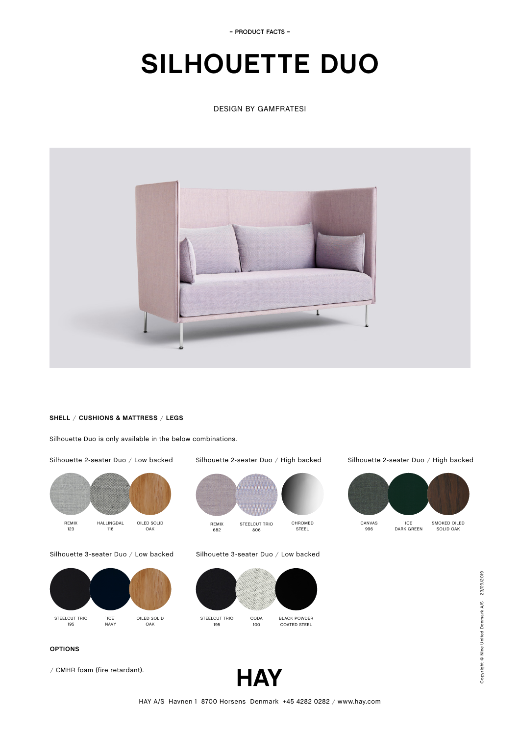– PRODUCT FACTS –

# SILHOUETTE DUO

DESIGN BY GAMFRATESI

**SHELL** / **CUSHIONS & MATTRESS** / **LEGS**

Silhouette Duo is only available in the below combinations.

Silhouette 2-seater Duo / Low backed

REMIX 123 — HALLINGDAL 116 — OILED SOLID OAK

Silhouette 2-seater Duo / High backed

REMIX 682 — STEELCUT TRIO 806 — CHROMED STEEL

Silhouette 2-seater Duo / High backed

CANVAS 996 — ICE DARK GREEN — SMOKED OILED SOLID OAK

Silhouette 3-seater Duo / Low backed

STEELCUT TRIO 195 — ICE NAVY — OILED SOLID OAK

Silhouette 3-seater Duo / Low backed

STEELCUT TRIO 195 — CODA 100 — BLACK POWDER COATED STEEL

**OPTIONS**

/ CMHR foam (fire retardant).

HAY

HAY A/S Havnen 1 8700 Horsens Denmark +45 4282 0282 / www.hay.com

Copyright © Nine United Denmark A/S 23/09/2019